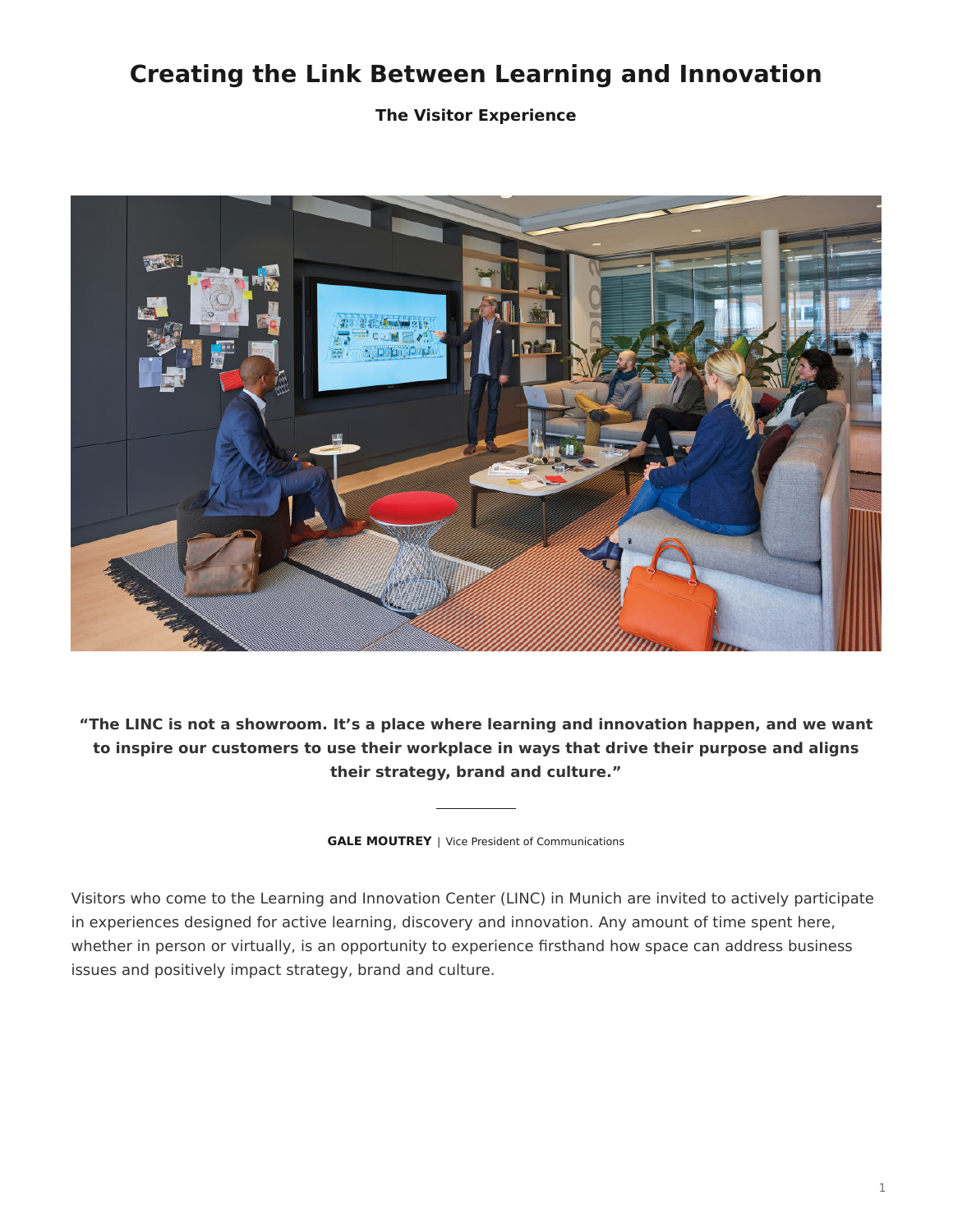# Creating the Link Between Learning and Innovation

**The Visitor Experience**

**“The LINC is not a showroom. It’s a place where learning and innovation happen, and we want to inspire our customers to use their workplace in ways that drive their purpose and aligns their strategy, brand and culture.”**

**GALE MOUTREY** | Vice President of Communications

Visitors who come to the Learning and Innovation Center (LINC) in Munich are invited to actively participate in experiences designed for active learning, discovery and innovation. Any amount of time spent here, whether in person or virtually, is an opportunity to experience firsthand how space can address business issues and positively impact strategy, brand and culture.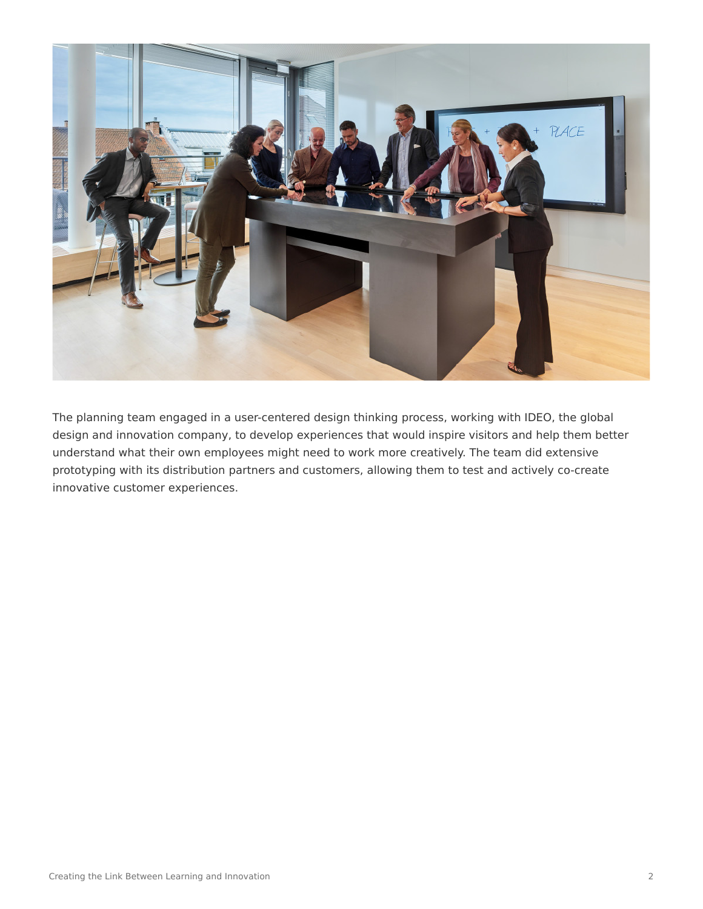The planning team engaged in a user-centered design thinking process, working with IDEO, the global design and innovation company, to develop experiences that would inspire visitors and help them better understand what their own employees might need to work more creatively. The team did extensive prototyping with its distribution partners and customers, allowing them to test and actively co-create innovative customer experiences.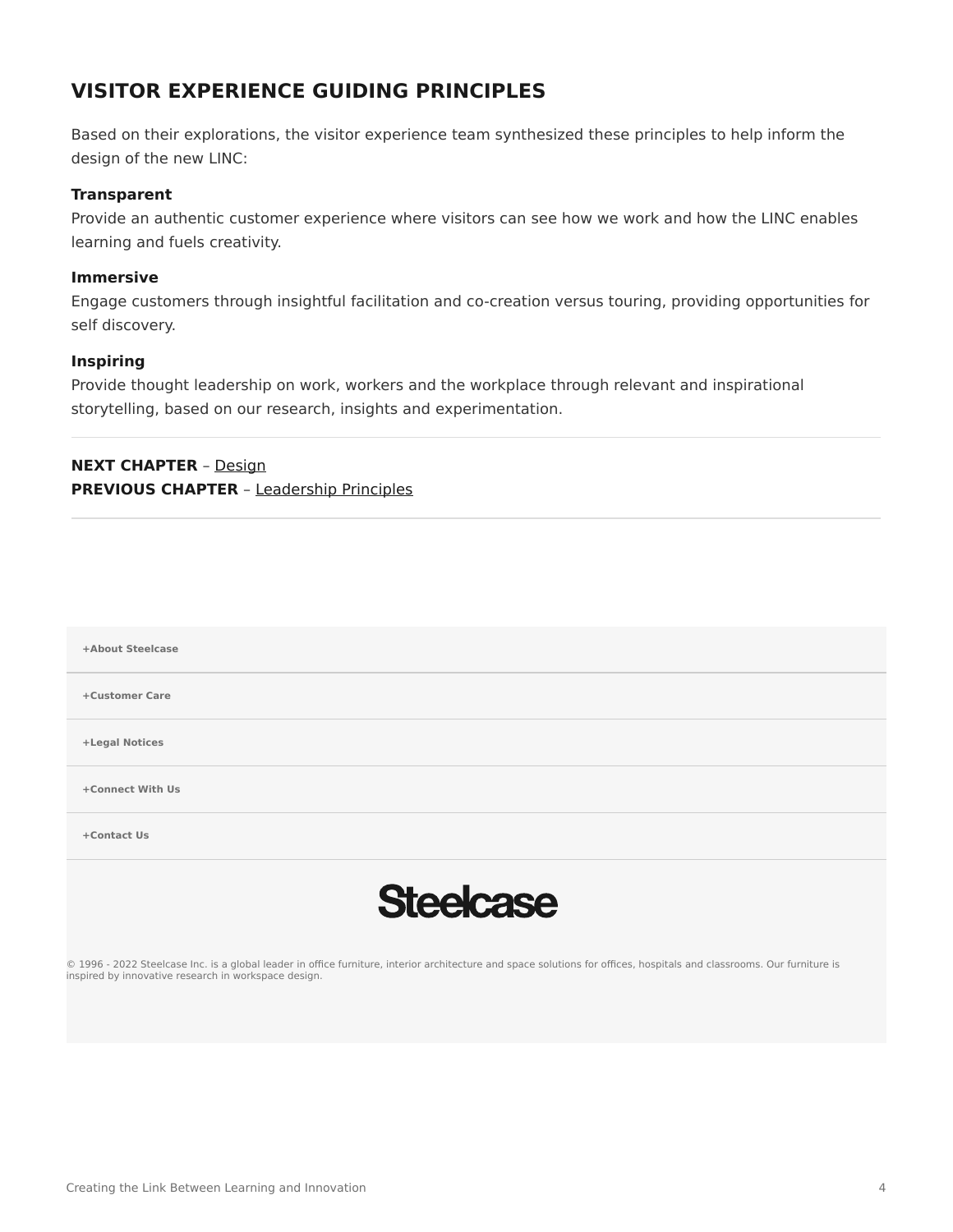## VISITOR EXPERIENCE GUIDING PRINCIPLES

Based on their explorations, the visitor experience team synthesized these principles to help inform the design of the new LINC:

**Transparent**
Provide an authentic customer experience where visitors can see how we work and how the LINC enables learning and fuels creativity.

**Immersive**
Engage customers through insightful facilitation and co-creation versus touring, providing opportunities for self discovery.

**Inspiring**
Provide thought leadership on work, workers and the workplace through relevant and inspirational storytelling, based on our research, insights and experimentation.

---

**NEXT CHAPTER** – Design
**PREVIOUS CHAPTER** – Leadership Principles

---

+About Steelcase

+Customer Care

+Legal Notices

+Connect With Us

+Contact Us

Steelcase

© 1996 - 2022 Steelcase Inc. is a global leader in office furniture, interior architecture and space solutions for offices, hospitals and classrooms. Our furniture is inspired by innovative research in workspace design.